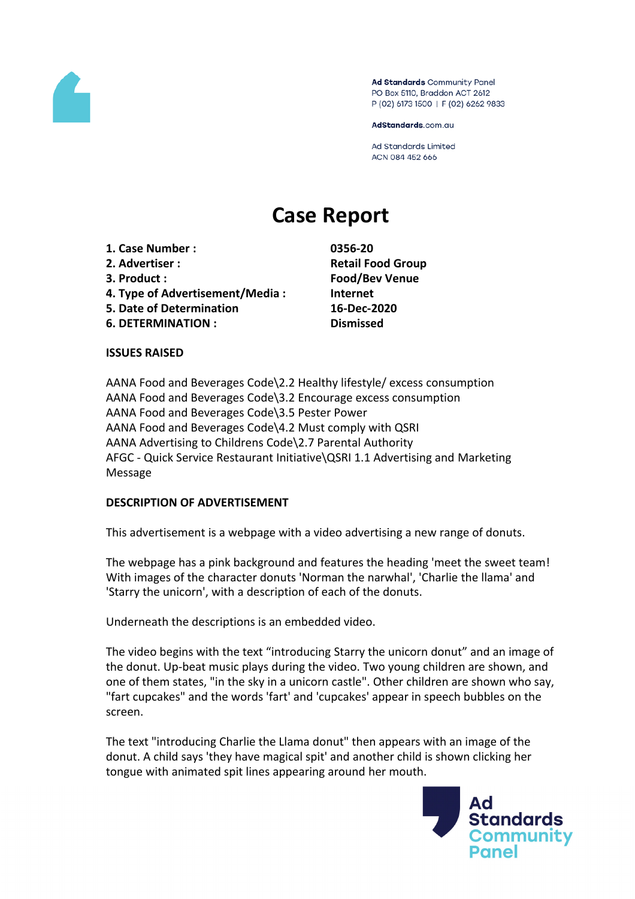Ad Standards Community Panel
PO Box 5110, Braddon ACT 2612
P (02) 6173 1500 | F (02) 6262 9833

AdStandards.com.au

Ad Standards Limited
ACN 084 452 666

# Case Report

| | |
|---|---|
| **1. Case Number :** | **0356-20** |
| **2. Advertiser :** | **Retail Food Group** |
| **3. Product :** | **Food/Bev Venue** |
| **4. Type of Advertisement/Media :** | **Internet** |
| **5. Date of Determination** | **16-Dec-2020** |
| **6. DETERMINATION :** | **Dismissed** |

**ISSUES RAISED**

AANA Food and Beverages Code\2.2 Healthy lifestyle/ excess consumption
AANA Food and Beverages Code\3.2 Encourage excess consumption
AANA Food and Beverages Code\3.5 Pester Power
AANA Food and Beverages Code\4.2 Must comply with QSRI
AANA Advertising to Childrens Code\2.7 Parental Authority
AFGC - Quick Service Restaurant Initiative\QSRI 1.1 Advertising and Marketing Message

**DESCRIPTION OF ADVERTISEMENT**

This advertisement is a webpage with a video advertising a new range of donuts.

The webpage has a pink background and features the heading 'meet the sweet team! With images of the character donuts 'Norman the narwhal', 'Charlie the llama' and 'Starry the unicorn', with a description of each of the donuts.

Underneath the descriptions is an embedded video.

The video begins with the text "introducing Starry the unicorn donut" and an image of the donut. Up-beat music plays during the video. Two young children are shown, and one of them states, "in the sky in a unicorn castle". Other children are shown who say, "fart cupcakes" and the words 'fart' and 'cupcakes' appear in speech bubbles on the screen.

The text "introducing Charlie the Llama donut" then appears with an image of the donut. A child says 'they have magical spit' and another child is shown clicking her tongue with animated spit lines appearing around her mouth.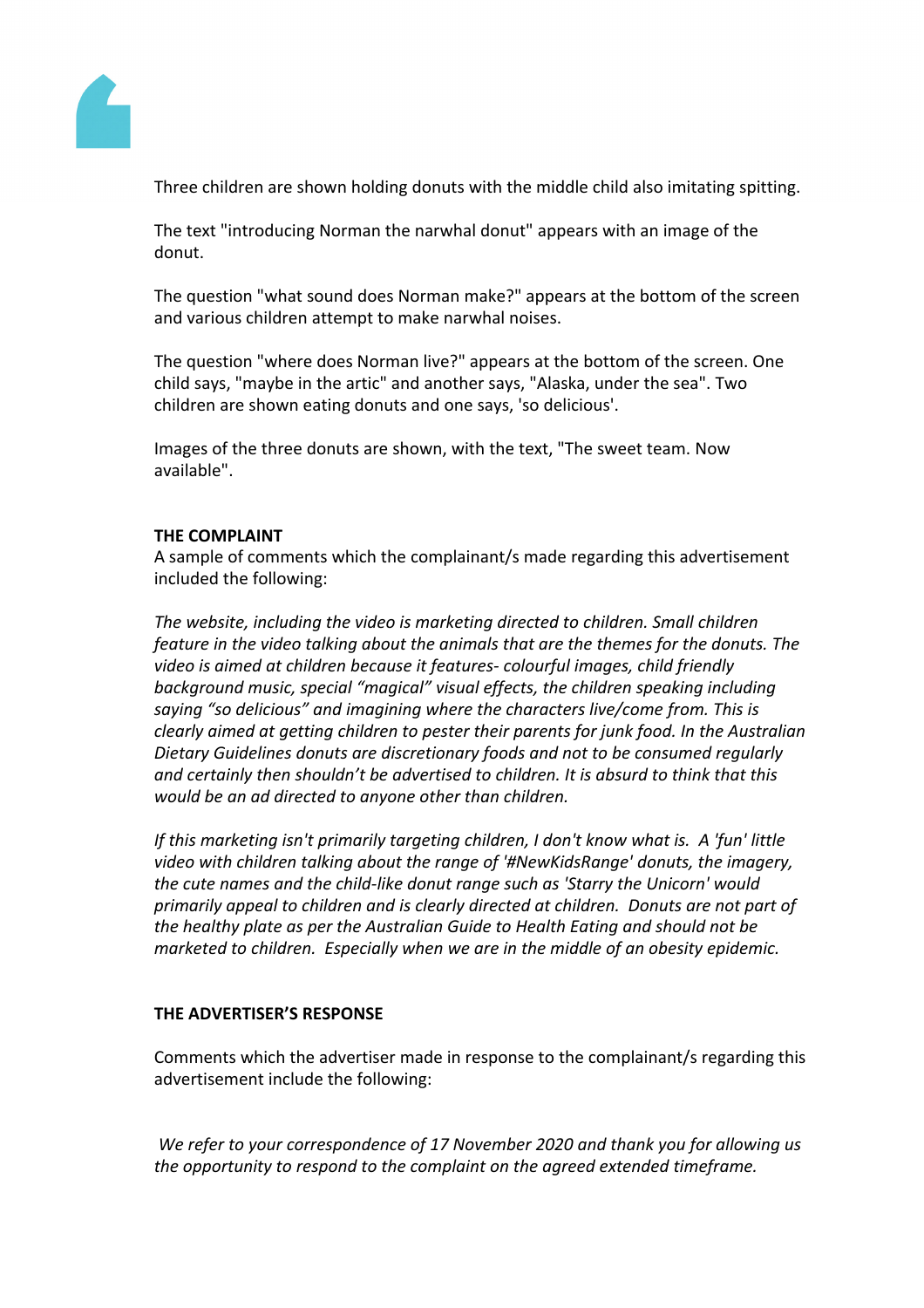Three children are shown holding donuts with the middle child also imitating spitting.

The text "introducing Norman the narwhal donut" appears with an image of the donut.

The question "what sound does Norman make?" appears at the bottom of the screen and various children attempt to make narwhal noises.

The question "where does Norman live?" appears at the bottom of the screen. One child says, "maybe in the artic" and another says, "Alaska, under the sea". Two children are shown eating donuts and one says, 'so delicious'.

Images of the three donuts are shown, with the text, "The sweet team. Now available".

**THE COMPLAINT**

A sample of comments which the complainant/s made regarding this advertisement included the following:

*The website, including the video is marketing directed to children. Small children feature in the video talking about the animals that are the themes for the donuts. The video is aimed at children because it features- colourful images, child friendly background music, special "magical" visual effects, the children speaking including saying "so delicious" and imagining where the characters live/come from. This is clearly aimed at getting children to pester their parents for junk food. In the Australian Dietary Guidelines donuts are discretionary foods and not to be consumed regularly and certainly then shouldn't be advertised to children. It is absurd to think that this would be an ad directed to anyone other than children.*

*If this marketing isn't primarily targeting children, I don't know what is. A 'fun' little video with children talking about the range of '#NewKidsRange' donuts, the imagery, the cute names and the child-like donut range such as 'Starry the Unicorn' would primarily appeal to children and is clearly directed at children. Donuts are not part of the healthy plate as per the Australian Guide to Health Eating and should not be marketed to children. Especially when we are in the middle of an obesity epidemic.*

**THE ADVERTISER'S RESPONSE**

Comments which the advertiser made in response to the complainant/s regarding this advertisement include the following:

*We refer to your correspondence of 17 November 2020 and thank you for allowing us the opportunity to respond to the complaint on the agreed extended timeframe.*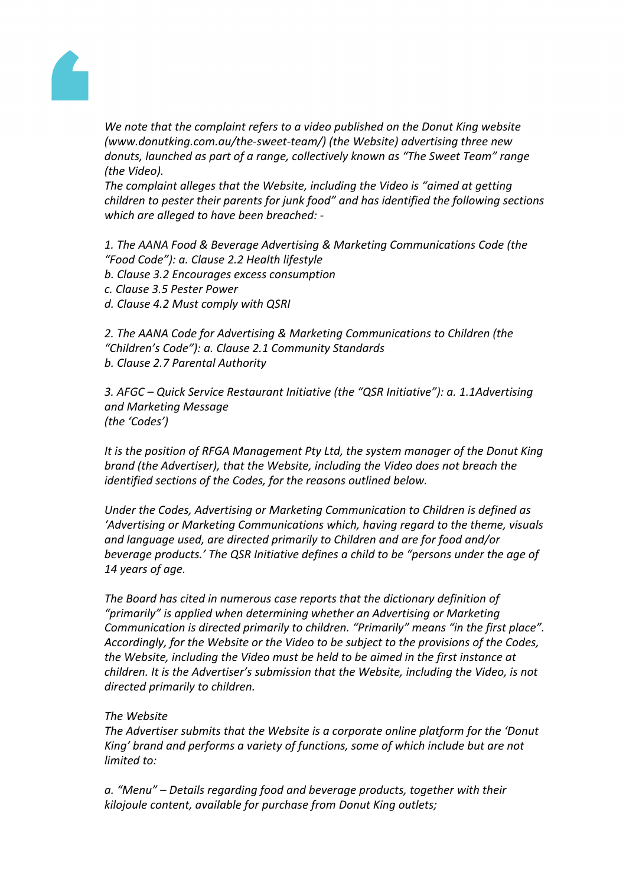*We note that the complaint refers to a video published on the Donut King website (www.donutking.com.au/the-sweet-team/) (the Website) advertising three new donuts, launched as part of a range, collectively known as "The Sweet Team" range (the Video).*

*The complaint alleges that the Website, including the Video is "aimed at getting children to pester their parents for junk food" and has identified the following sections which are alleged to have been breached: -*

*1. The AANA Food & Beverage Advertising & Marketing Communications Code (the "Food Code"): a. Clause 2.2 Health lifestyle*
*b. Clause 3.2 Encourages excess consumption*
*c. Clause 3.5 Pester Power*
*d. Clause 4.2 Must comply with QSRI*

*2. The AANA Code for Advertising & Marketing Communications to Children (the "Children's Code"): a. Clause 2.1 Community Standards*
*b. Clause 2.7 Parental Authority*

*3. AFGC – Quick Service Restaurant Initiative (the "QSR Initiative"): a. 1.1Advertising and Marketing Message*
*(the 'Codes')*

*It is the position of RFGA Management Pty Ltd, the system manager of the Donut King brand (the Advertiser), that the Website, including the Video does not breach the identified sections of the Codes, for the reasons outlined below.*

*Under the Codes, Advertising or Marketing Communication to Children is defined as 'Advertising or Marketing Communications which, having regard to the theme, visuals and language used, are directed primarily to Children and are for food and/or beverage products.' The QSR Initiative defines a child to be "persons under the age of 14 years of age.*

*The Board has cited in numerous case reports that the dictionary definition of "primarily" is applied when determining whether an Advertising or Marketing Communication is directed primarily to children. "Primarily" means "in the first place". Accordingly, for the Website or the Video to be subject to the provisions of the Codes, the Website, including the Video must be held to be aimed in the first instance at children. It is the Advertiser's submission that the Website, including the Video, is not directed primarily to children.*

*The Website*

*The Advertiser submits that the Website is a corporate online platform for the 'Donut King' brand and performs a variety of functions, some of which include but are not limited to:*

*a. "Menu" – Details regarding food and beverage products, together with their kilojoule content, available for purchase from Donut King outlets;*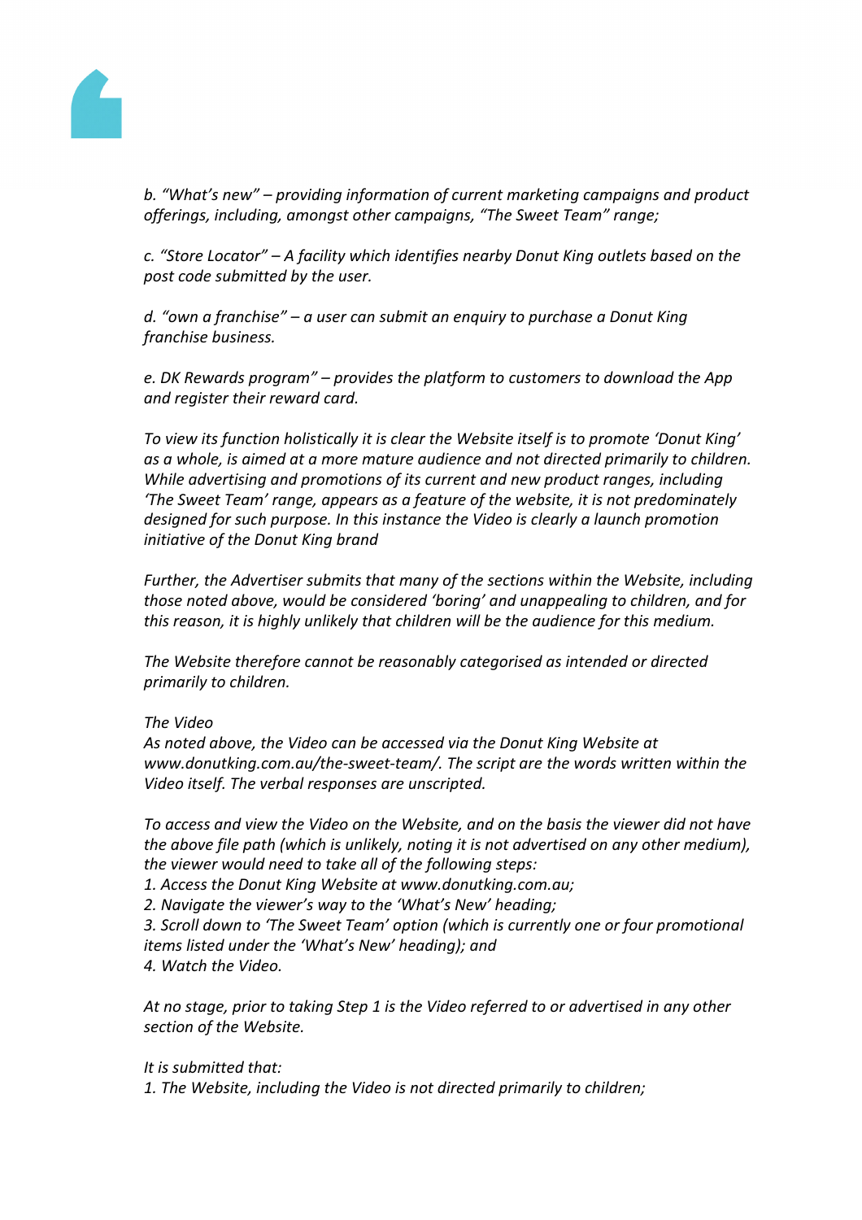*b. "What's new" – providing information of current marketing campaigns and product offerings, including, amongst other campaigns, "The Sweet Team" range;*

*c. "Store Locator" – A facility which identifies nearby Donut King outlets based on the post code submitted by the user.*

*d. "own a franchise" – a user can submit an enquiry to purchase a Donut King franchise business.*

*e. DK Rewards program" – provides the platform to customers to download the App and register their reward card.*

*To view its function holistically it is clear the Website itself is to promote 'Donut King' as a whole, is aimed at a more mature audience and not directed primarily to children. While advertising and promotions of its current and new product ranges, including 'The Sweet Team' range, appears as a feature of the website, it is not predominately designed for such purpose. In this instance the Video is clearly a launch promotion initiative of the Donut King brand*

*Further, the Advertiser submits that many of the sections within the Website, including those noted above, would be considered 'boring' and unappealing to children, and for this reason, it is highly unlikely that children will be the audience for this medium.*

*The Website therefore cannot be reasonably categorised as intended or directed primarily to children.*

*The Video*
*As noted above, the Video can be accessed via the Donut King Website at www.donutking.com.au/the-sweet-team/. The script are the words written within the Video itself. The verbal responses are unscripted.*

*To access and view the Video on the Website, and on the basis the viewer did not have the above file path (which is unlikely, noting it is not advertised on any other medium), the viewer would need to take all of the following steps:*
*1. Access the Donut King Website at www.donutking.com.au;*
*2. Navigate the viewer's way to the 'What's New' heading;*
*3. Scroll down to 'The Sweet Team' option (which is currently one or four promotional items listed under the 'What's New' heading); and*
*4. Watch the Video.*

*At no stage, prior to taking Step 1 is the Video referred to or advertised in any other section of the Website.*

*It is submitted that:*
*1. The Website, including the Video is not directed primarily to children;*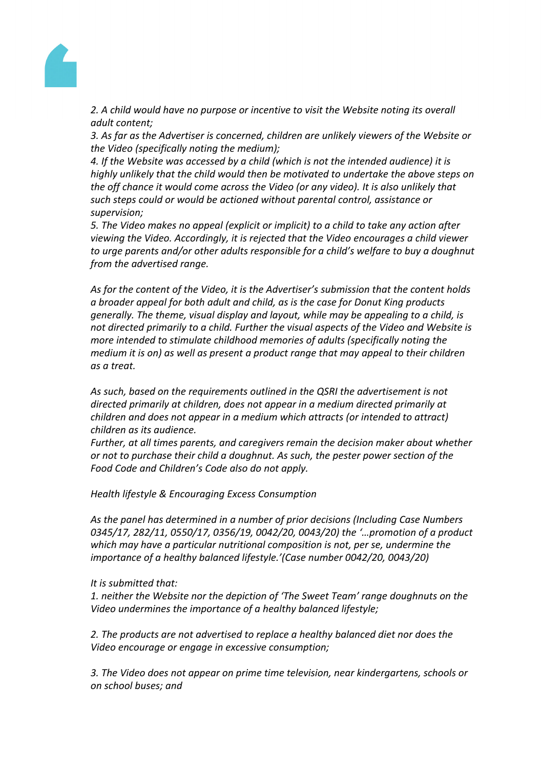*2. A child would have no purpose or incentive to visit the Website noting its overall adult content;*

*3. As far as the Advertiser is concerned, children are unlikely viewers of the Website or the Video (specifically noting the medium);*

*4. If the Website was accessed by a child (which is not the intended audience) it is highly unlikely that the child would then be motivated to undertake the above steps on the off chance it would come across the Video (or any video). It is also unlikely that such steps could or would be actioned without parental control, assistance or supervision;*

*5. The Video makes no appeal (explicit or implicit) to a child to take any action after viewing the Video. Accordingly, it is rejected that the Video encourages a child viewer to urge parents and/or other adults responsible for a child's welfare to buy a doughnut from the advertised range.*

*As for the content of the Video, it is the Advertiser's submission that the content holds a broader appeal for both adult and child, as is the case for Donut King products generally. The theme, visual display and layout, while may be appealing to a child, is not directed primarily to a child. Further the visual aspects of the Video and Website is more intended to stimulate childhood memories of adults (specifically noting the medium it is on) as well as present a product range that may appeal to their children as a treat.*

*As such, based on the requirements outlined in the QSRI the advertisement is not directed primarily at children, does not appear in a medium directed primarily at children and does not appear in a medium which attracts (or intended to attract) children as its audience.*

*Further, at all times parents, and caregivers remain the decision maker about whether or not to purchase their child a doughnut. As such, the pester power section of the Food Code and Children's Code also do not apply.*

*Health lifestyle & Encouraging Excess Consumption*

*As the panel has determined in a number of prior decisions (Including Case Numbers 0345/17, 282/11, 0550/17, 0356/19, 0042/20, 0043/20) the '…promotion of a product which may have a particular nutritional composition is not, per se, undermine the importance of a healthy balanced lifestyle.'(Case number 0042/20, 0043/20)*

*It is submitted that:*

*1. neither the Website nor the depiction of 'The Sweet Team' range doughnuts on the Video undermines the importance of a healthy balanced lifestyle;*

*2. The products are not advertised to replace a healthy balanced diet nor does the Video encourage or engage in excessive consumption;*

*3. The Video does not appear on prime time television, near kindergartens, schools or on school buses; and*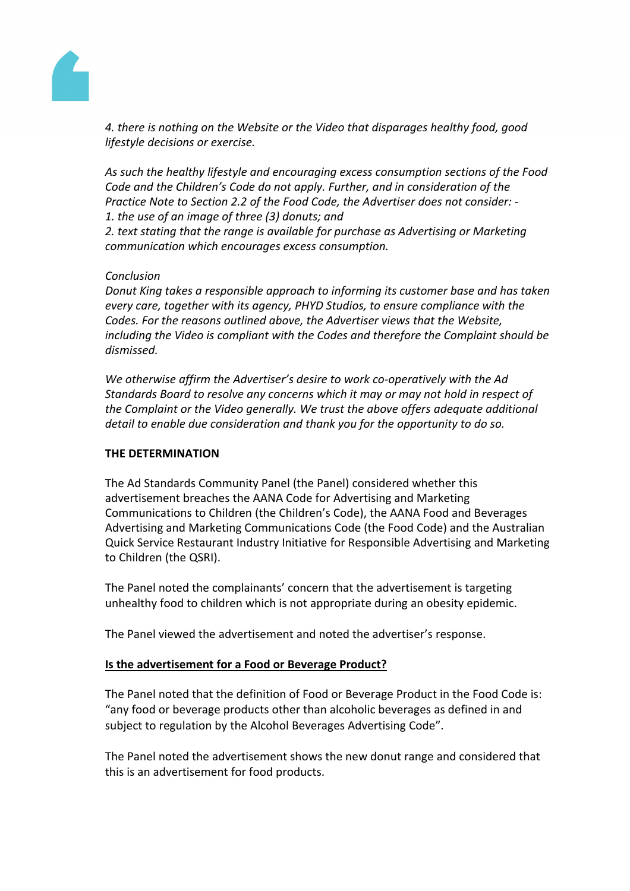*4. there is nothing on the Website or the Video that disparages healthy food, good lifestyle decisions or exercise.*

*As such the healthy lifestyle and encouraging excess consumption sections of the Food Code and the Children's Code do not apply. Further, and in consideration of the Practice Note to Section 2.2 of the Food Code, the Advertiser does not consider: -*
*1. the use of an image of three (3) donuts; and*
*2. text stating that the range is available for purchase as Advertising or Marketing communication which encourages excess consumption.*

*Conclusion*
*Donut King takes a responsible approach to informing its customer base and has taken every care, together with its agency, PHYD Studios, to ensure compliance with the Codes. For the reasons outlined above, the Advertiser views that the Website, including the Video is compliant with the Codes and therefore the Complaint should be dismissed.*

*We otherwise affirm the Advertiser's desire to work co-operatively with the Ad Standards Board to resolve any concerns which it may or may not hold in respect of the Complaint or the Video generally. We trust the above offers adequate additional detail to enable due consideration and thank you for the opportunity to do so.*

**THE DETERMINATION**

The Ad Standards Community Panel (the Panel) considered whether this advertisement breaches the AANA Code for Advertising and Marketing Communications to Children (the Children's Code), the AANA Food and Beverages Advertising and Marketing Communications Code (the Food Code) and the Australian Quick Service Restaurant Industry Initiative for Responsible Advertising and Marketing to Children (the QSRI).

The Panel noted the complainants' concern that the advertisement is targeting unhealthy food to children which is not appropriate during an obesity epidemic.

The Panel viewed the advertisement and noted the advertiser's response.

**Is the advertisement for a Food or Beverage Product?**

The Panel noted that the definition of Food or Beverage Product in the Food Code is: "any food or beverage products other than alcoholic beverages as defined in and subject to regulation by the Alcohol Beverages Advertising Code".

The Panel noted the advertisement shows the new donut range and considered that this is an advertisement for food products.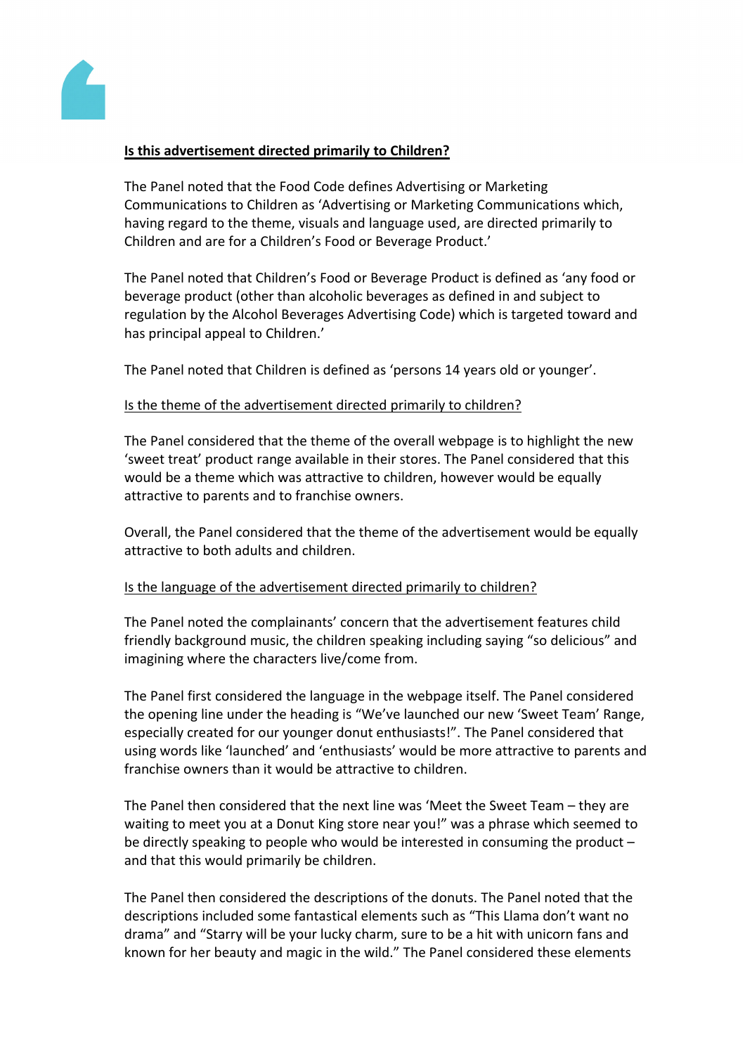**Is this advertisement directed primarily to Children?**

The Panel noted that the Food Code defines Advertising or Marketing Communications to Children as 'Advertising or Marketing Communications which, having regard to the theme, visuals and language used, are directed primarily to Children and are for a Children's Food or Beverage Product.'

The Panel noted that Children's Food or Beverage Product is defined as 'any food or beverage product (other than alcoholic beverages as defined in and subject to regulation by the Alcohol Beverages Advertising Code) which is targeted toward and has principal appeal to Children.'

The Panel noted that Children is defined as 'persons 14 years old or younger'.

Is the theme of the advertisement directed primarily to children?

The Panel considered that the theme of the overall webpage is to highlight the new 'sweet treat' product range available in their stores. The Panel considered that this would be a theme which was attractive to children, however would be equally attractive to parents and to franchise owners.

Overall, the Panel considered that the theme of the advertisement would be equally attractive to both adults and children.

Is the language of the advertisement directed primarily to children?

The Panel noted the complainants' concern that the advertisement features child friendly background music, the children speaking including saying "so delicious" and imagining where the characters live/come from.

The Panel first considered the language in the webpage itself. The Panel considered the opening line under the heading is "We've launched our new 'Sweet Team' Range, especially created for our younger donut enthusiasts!". The Panel considered that using words like 'launched' and 'enthusiasts' would be more attractive to parents and franchise owners than it would be attractive to children.

The Panel then considered that the next line was 'Meet the Sweet Team – they are waiting to meet you at a Donut King store near you!" was a phrase which seemed to be directly speaking to people who would be interested in consuming the product – and that this would primarily be children.

The Panel then considered the descriptions of the donuts. The Panel noted that the descriptions included some fantastical elements such as "This Llama don't want no drama" and "Starry will be your lucky charm, sure to be a hit with unicorn fans and known for her beauty and magic in the wild." The Panel considered these elements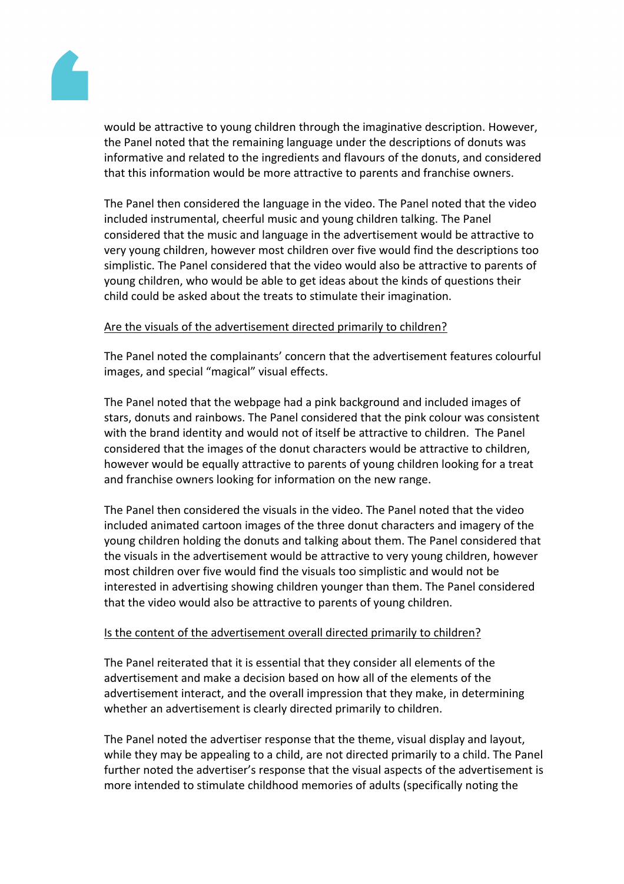would be attractive to young children through the imaginative description. However, the Panel noted that the remaining language under the descriptions of donuts was informative and related to the ingredients and flavours of the donuts, and considered that this information would be more attractive to parents and franchise owners.

The Panel then considered the language in the video. The Panel noted that the video included instrumental, cheerful music and young children talking. The Panel considered that the music and language in the advertisement would be attractive to very young children, however most children over five would find the descriptions too simplistic. The Panel considered that the video would also be attractive to parents of young children, who would be able to get ideas about the kinds of questions their child could be asked about the treats to stimulate their imagination.

<u>Are the visuals of the advertisement directed primarily to children?</u>

The Panel noted the complainants' concern that the advertisement features colourful images, and special "magical" visual effects.

The Panel noted that the webpage had a pink background and included images of stars, donuts and rainbows. The Panel considered that the pink colour was consistent with the brand identity and would not of itself be attractive to children. The Panel considered that the images of the donut characters would be attractive to children, however would be equally attractive to parents of young children looking for a treat and franchise owners looking for information on the new range.

The Panel then considered the visuals in the video. The Panel noted that the video included animated cartoon images of the three donut characters and imagery of the young children holding the donuts and talking about them. The Panel considered that the visuals in the advertisement would be attractive to very young children, however most children over five would find the visuals too simplistic and would not be interested in advertising showing children younger than them. The Panel considered that the video would also be attractive to parents of young children.

<u>Is the content of the advertisement overall directed primarily to children?</u>

The Panel reiterated that it is essential that they consider all elements of the advertisement and make a decision based on how all of the elements of the advertisement interact, and the overall impression that they make, in determining whether an advertisement is clearly directed primarily to children.

The Panel noted the advertiser response that the theme, visual display and layout, while they may be appealing to a child, are not directed primarily to a child. The Panel further noted the advertiser's response that the visual aspects of the advertisement is more intended to stimulate childhood memories of adults (specifically noting the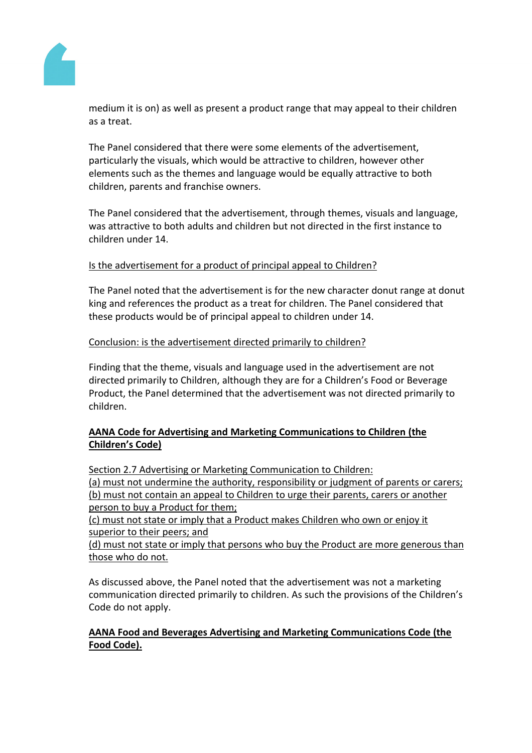medium it is on) as well as present a product range that may appeal to their children as a treat.

The Panel considered that there were some elements of the advertisement, particularly the visuals, which would be attractive to children, however other elements such as the themes and language would be equally attractive to both children, parents and franchise owners.

The Panel considered that the advertisement, through themes, visuals and language, was attractive to both adults and children but not directed in the first instance to children under 14.

<u>Is the advertisement for a product of principal appeal to Children?</u>

The Panel noted that the advertisement is for the new character donut range at donut king and references the product as a treat for children. The Panel considered that these products would be of principal appeal to children under 14.

<u>Conclusion: is the advertisement directed primarily to children?</u>

Finding that the theme, visuals and language used in the advertisement are not directed primarily to Children, although they are for a Children's Food or Beverage Product, the Panel determined that the advertisement was not directed primarily to children.

**<u>AANA Code for Advertising and Marketing Communications to Children (the Children's Code)</u>**

<u>Section 2.7 Advertising or Marketing Communication to Children:</u>
<u>(a) must not undermine the authority, responsibility or judgment of parents or carers;</u>
<u>(b) must not contain an appeal to Children to urge their parents, carers or another person to buy a Product for them;</u>
<u>(c) must not state or imply that a Product makes Children who own or enjoy it superior to their peers; and</u>
<u>(d) must not state or imply that persons who buy the Product are more generous than those who do not.</u>

As discussed above, the Panel noted that the advertisement was not a marketing communication directed primarily to children. As such the provisions of the Children's Code do not apply.

**<u>AANA Food and Beverages Advertising and Marketing Communications Code (the Food Code).</u>**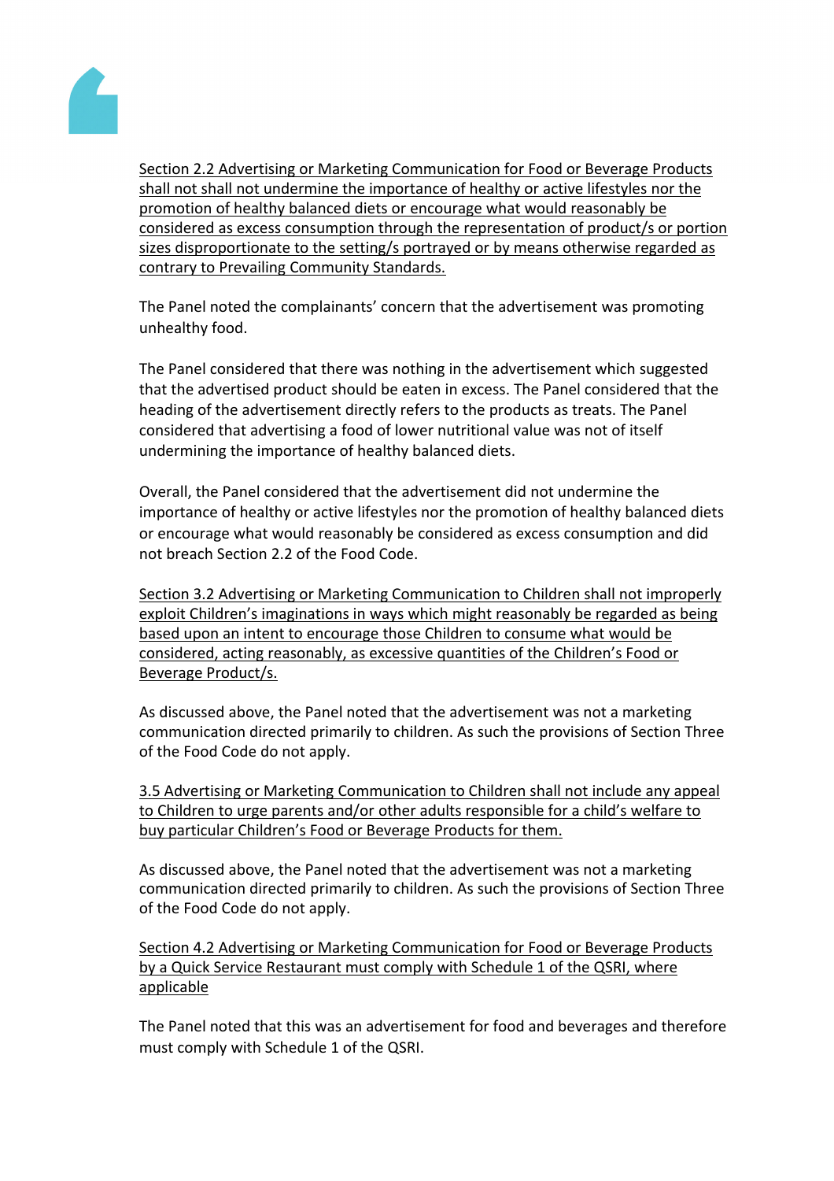<u>Section 2.2 Advertising or Marketing Communication for Food or Beverage Products shall not shall not undermine the importance of healthy or active lifestyles nor the promotion of healthy balanced diets or encourage what would reasonably be considered as excess consumption through the representation of product/s or portion sizes disproportionate to the setting/s portrayed or by means otherwise regarded as contrary to Prevailing Community Standards.</u>

The Panel noted the complainants' concern that the advertisement was promoting unhealthy food.

The Panel considered that there was nothing in the advertisement which suggested that the advertised product should be eaten in excess. The Panel considered that the heading of the advertisement directly refers to the products as treats. The Panel considered that advertising a food of lower nutritional value was not of itself undermining the importance of healthy balanced diets.

Overall, the Panel considered that the advertisement did not undermine the importance of healthy or active lifestyles nor the promotion of healthy balanced diets or encourage what would reasonably be considered as excess consumption and did not breach Section 2.2 of the Food Code.

<u>Section 3.2 Advertising or Marketing Communication to Children shall not improperly exploit Children's imaginations in ways which might reasonably be regarded as being based upon an intent to encourage those Children to consume what would be considered, acting reasonably, as excessive quantities of the Children's Food or Beverage Product/s.</u>

As discussed above, the Panel noted that the advertisement was not a marketing communication directed primarily to children. As such the provisions of Section Three of the Food Code do not apply.

<u>3.5 Advertising or Marketing Communication to Children shall not include any appeal to Children to urge parents and/or other adults responsible for a child's welfare to buy particular Children's Food or Beverage Products for them.</u>

As discussed above, the Panel noted that the advertisement was not a marketing communication directed primarily to children. As such the provisions of Section Three of the Food Code do not apply.

<u>Section 4.2 Advertising or Marketing Communication for Food or Beverage Products by a Quick Service Restaurant must comply with Schedule 1 of the QSRI, where applicable</u>

The Panel noted that this was an advertisement for food and beverages and therefore must comply with Schedule 1 of the QSRI.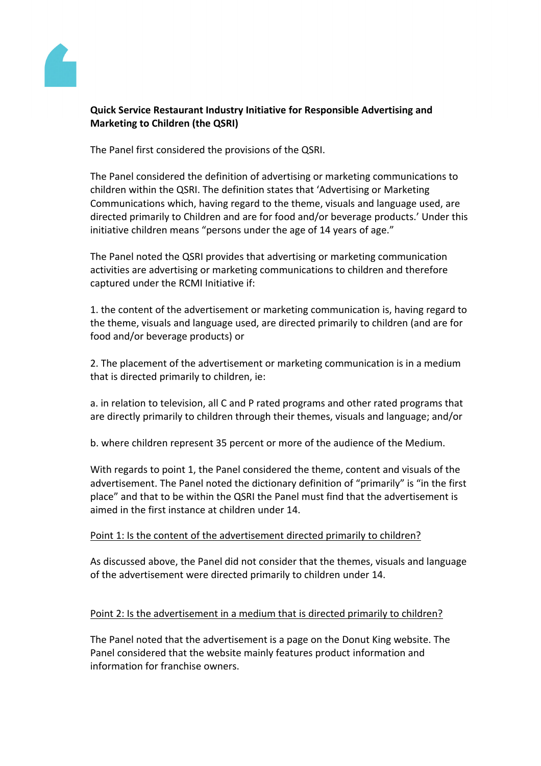**Quick Service Restaurant Industry Initiative for Responsible Advertising and Marketing to Children (the QSRI)**

The Panel first considered the provisions of the QSRI.

The Panel considered the definition of advertising or marketing communications to children within the QSRI. The definition states that 'Advertising or Marketing Communications which, having regard to the theme, visuals and language used, are directed primarily to Children and are for food and/or beverage products.' Under this initiative children means "persons under the age of 14 years of age."

The Panel noted the QSRI provides that advertising or marketing communication activities are advertising or marketing communications to children and therefore captured under the RCMI Initiative if:

1. the content of the advertisement or marketing communication is, having regard to the theme, visuals and language used, are directed primarily to children (and are for food and/or beverage products) or

2. The placement of the advertisement or marketing communication is in a medium that is directed primarily to children, ie:

a. in relation to television, all C and P rated programs and other rated programs that are directly primarily to children through their themes, visuals and language; and/or

b. where children represent 35 percent or more of the audience of the Medium.

With regards to point 1, the Panel considered the theme, content and visuals of the advertisement. The Panel noted the dictionary definition of "primarily" is "in the first place" and that to be within the QSRI the Panel must find that the advertisement is aimed in the first instance at children under 14.

<u>Point 1: Is the content of the advertisement directed primarily to children?</u>

As discussed above, the Panel did not consider that the themes, visuals and language of the advertisement were directed primarily to children under 14.

<u>Point 2: Is the advertisement in a medium that is directed primarily to children?</u>

The Panel noted that the advertisement is a page on the Donut King website. The Panel considered that the website mainly features product information and information for franchise owners.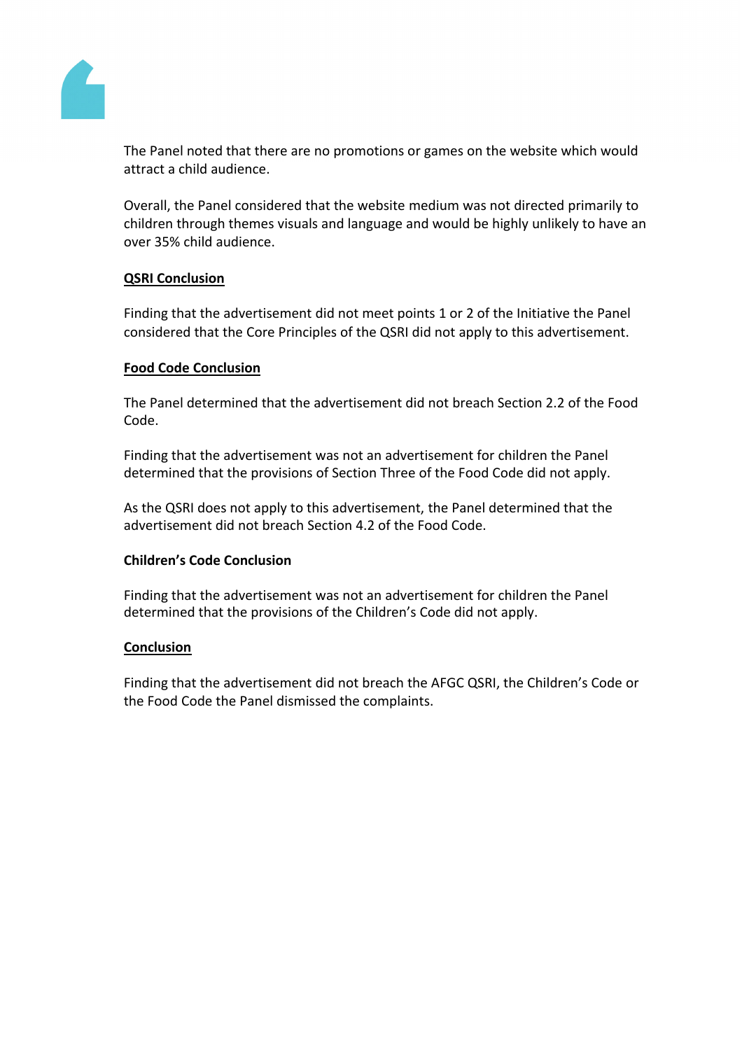The Panel noted that there are no promotions or games on the website which would attract a child audience.

Overall, the Panel considered that the website medium was not directed primarily to children through themes visuals and language and would be highly unlikely to have an over 35% child audience.

**QSRI Conclusion**

Finding that the advertisement did not meet points 1 or 2 of the Initiative the Panel considered that the Core Principles of the QSRI did not apply to this advertisement.

**Food Code Conclusion**

The Panel determined that the advertisement did not breach Section 2.2 of the Food Code.

Finding that the advertisement was not an advertisement for children the Panel determined that the provisions of Section Three of the Food Code did not apply.

As the QSRI does not apply to this advertisement, the Panel determined that the advertisement did not breach Section 4.2 of the Food Code.

**Children's Code Conclusion**

Finding that the advertisement was not an advertisement for children the Panel determined that the provisions of the Children's Code did not apply.

**Conclusion**

Finding that the advertisement did not breach the AFGC QSRI, the Children's Code or the Food Code the Panel dismissed the complaints.